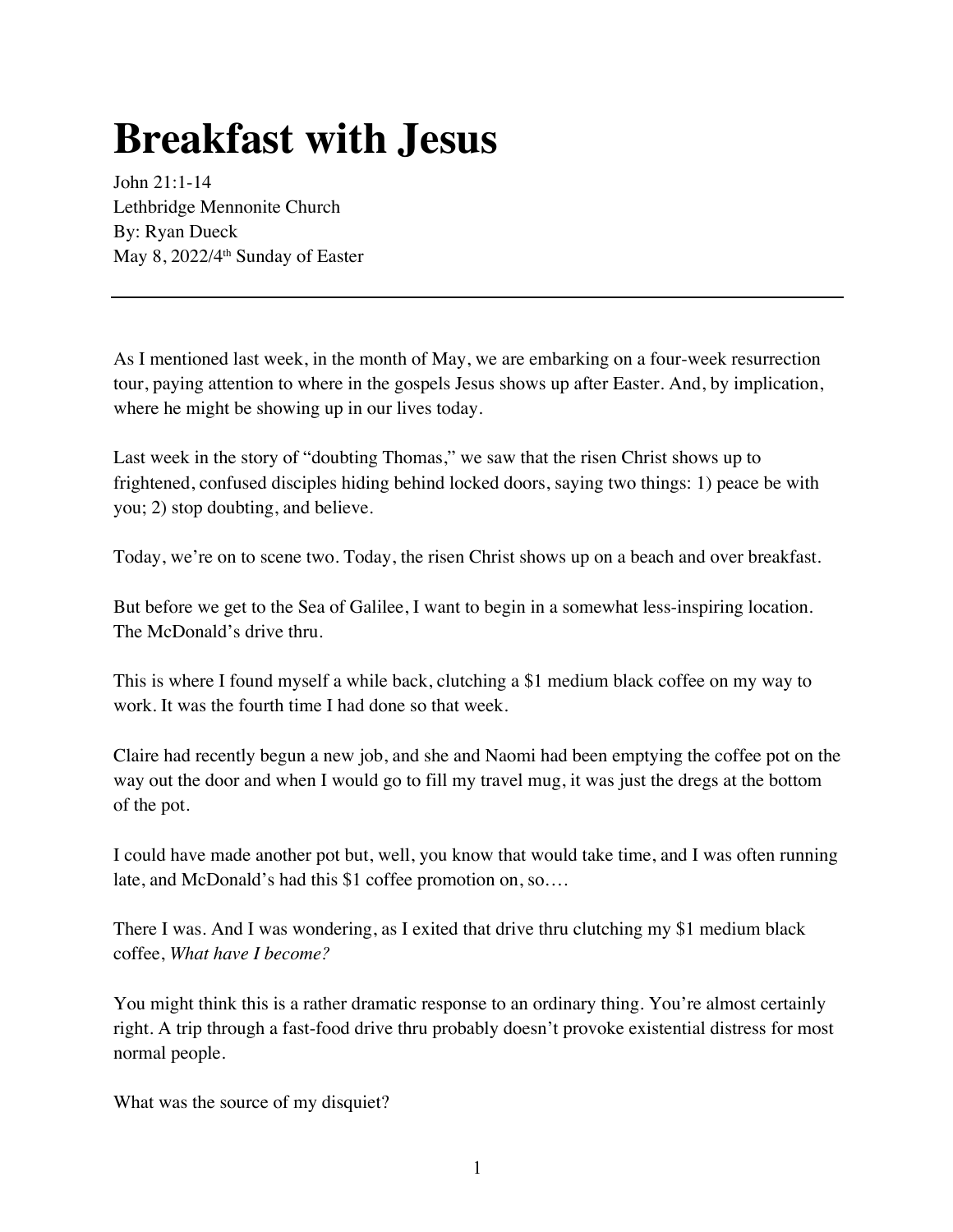# Breakfast with Jesus

John 21:1-14
Lethbridge Mennonite Church
By: Ryan Dueck
May 8, 2022/4th Sunday of Easter

---

As I mentioned last week, in the month of May, we are embarking on a four-week resurrection tour, paying attention to where in the gospels Jesus shows up after Easter. And, by implication, where he might be showing up in our lives today.

Last week in the story of "doubting Thomas," we saw that the risen Christ shows up to frightened, confused disciples hiding behind locked doors, saying two things: 1) peace be with you; 2) stop doubting, and believe.

Today, we're on to scene two. Today, the risen Christ shows up on a beach and over breakfast.

But before we get to the Sea of Galilee, I want to begin in a somewhat less-inspiring location. The McDonald's drive thru.

This is where I found myself a while back, clutching a $1 medium black coffee on my way to work. It was the fourth time I had done so that week.

Claire had recently begun a new job, and she and Naomi had been emptying the coffee pot on the way out the door and when I would go to fill my travel mug, it was just the dregs at the bottom of the pot.

I could have made another pot but, well, you know that would take time, and I was often running late, and McDonald's had this $1 coffee promotion on, so….

There I was. And I was wondering, as I exited that drive thru clutching my $1 medium black coffee, *What have I become?*

You might think this is a rather dramatic response to an ordinary thing. You're almost certainly right. A trip through a fast-food drive thru probably doesn't provoke existential distress for most normal people.

What was the source of my disquiet?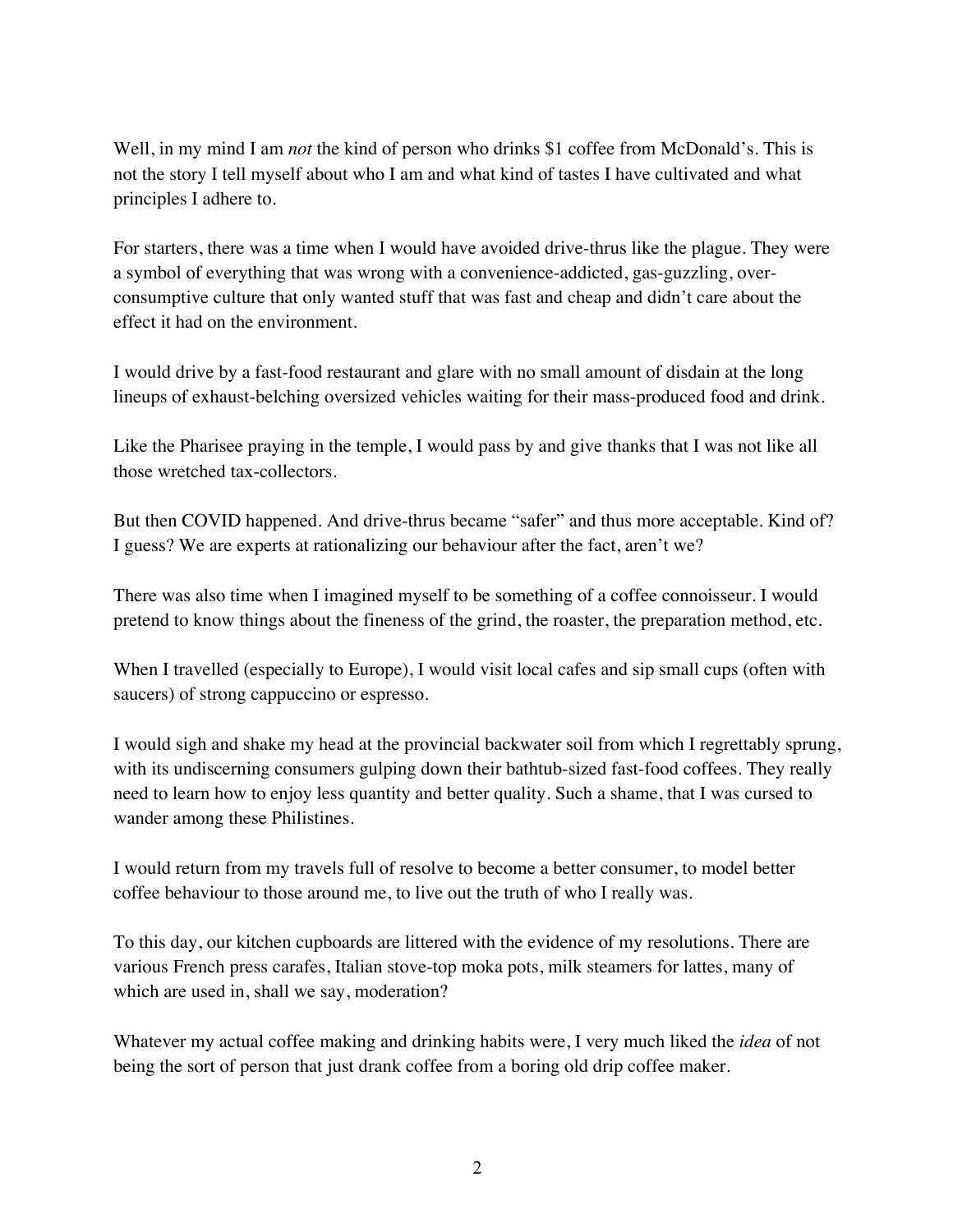Well, in my mind I am *not* the kind of person who drinks $1 coffee from McDonald's. This is not the story I tell myself about who I am and what kind of tastes I have cultivated and what principles I adhere to.

For starters, there was a time when I would have avoided drive-thrus like the plague. They were a symbol of everything that was wrong with a convenience-addicted, gas-guzzling, over-consumptive culture that only wanted stuff that was fast and cheap and didn't care about the effect it had on the environment.

I would drive by a fast-food restaurant and glare with no small amount of disdain at the long lineups of exhaust-belching oversized vehicles waiting for their mass-produced food and drink.

Like the Pharisee praying in the temple, I would pass by and give thanks that I was not like all those wretched tax-collectors.

But then COVID happened. And drive-thrus became "safer" and thus more acceptable. Kind of? I guess? We are experts at rationalizing our behaviour after the fact, aren't we?

There was also time when I imagined myself to be something of a coffee connoisseur. I would pretend to know things about the fineness of the grind, the roaster, the preparation method, etc.

When I travelled (especially to Europe), I would visit local cafes and sip small cups (often with saucers) of strong cappuccino or espresso.

I would sigh and shake my head at the provincial backwater soil from which I regrettably sprung, with its undiscerning consumers gulping down their bathtub-sized fast-food coffees. They really need to learn how to enjoy less quantity and better quality. Such a shame, that I was cursed to wander among these Philistines.

I would return from my travels full of resolve to become a better consumer, to model better coffee behaviour to those around me, to live out the truth of who I really was.

To this day, our kitchen cupboards are littered with the evidence of my resolutions. There are various French press carafes, Italian stove-top moka pots, milk steamers for lattes, many of which are used in, shall we say, moderation?

Whatever my actual coffee making and drinking habits were, I very much liked the *idea* of not being the sort of person that just drank coffee from a boring old drip coffee maker.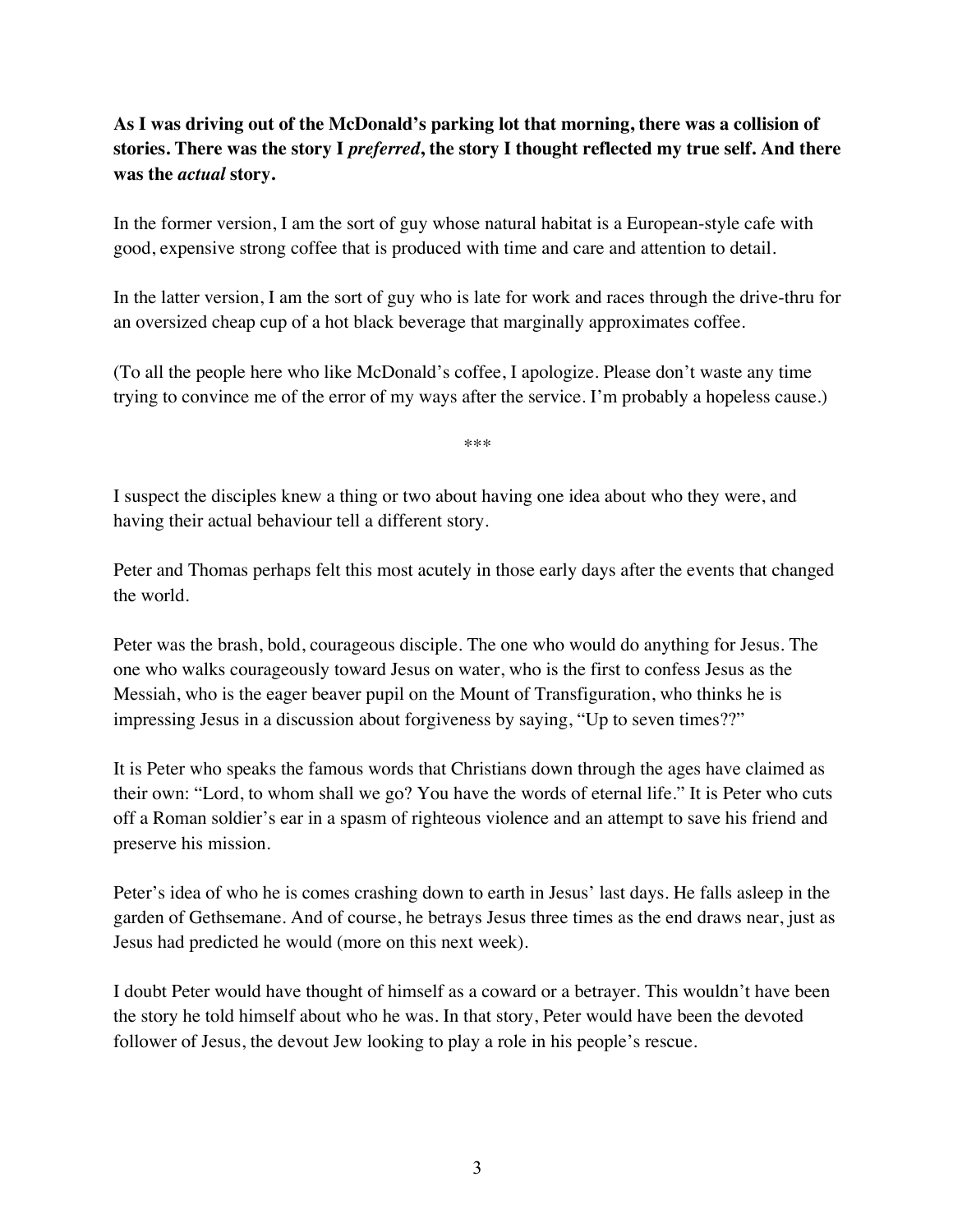**As I was driving out of the McDonald's parking lot that morning, there was a collision of stories. There was the story I *preferred*, the story I thought reflected my true self. And there was the *actual* story.**

In the former version, I am the sort of guy whose natural habitat is a European-style cafe with good, expensive strong coffee that is produced with time and care and attention to detail.

In the latter version, I am the sort of guy who is late for work and races through the drive-thru for an oversized cheap cup of a hot black beverage that marginally approximates coffee.

(To all the people here who like McDonald's coffee, I apologize. Please don't waste any time trying to convince me of the error of my ways after the service. I'm probably a hopeless cause.)

***

I suspect the disciples knew a thing or two about having one idea about who they were, and having their actual behaviour tell a different story.

Peter and Thomas perhaps felt this most acutely in those early days after the events that changed the world.

Peter was the brash, bold, courageous disciple. The one who would do anything for Jesus. The one who walks courageously toward Jesus on water, who is the first to confess Jesus as the Messiah, who is the eager beaver pupil on the Mount of Transfiguration, who thinks he is impressing Jesus in a discussion about forgiveness by saying, "Up to seven times??"

It is Peter who speaks the famous words that Christians down through the ages have claimed as their own: "Lord, to whom shall we go? You have the words of eternal life." It is Peter who cuts off a Roman soldier's ear in a spasm of righteous violence and an attempt to save his friend and preserve his mission.

Peter's idea of who he is comes crashing down to earth in Jesus' last days. He falls asleep in the garden of Gethsemane. And of course, he betrays Jesus three times as the end draws near, just as Jesus had predicted he would (more on this next week).

I doubt Peter would have thought of himself as a coward or a betrayer. This wouldn't have been the story he told himself about who he was. In that story, Peter would have been the devoted follower of Jesus, the devout Jew looking to play a role in his people's rescue.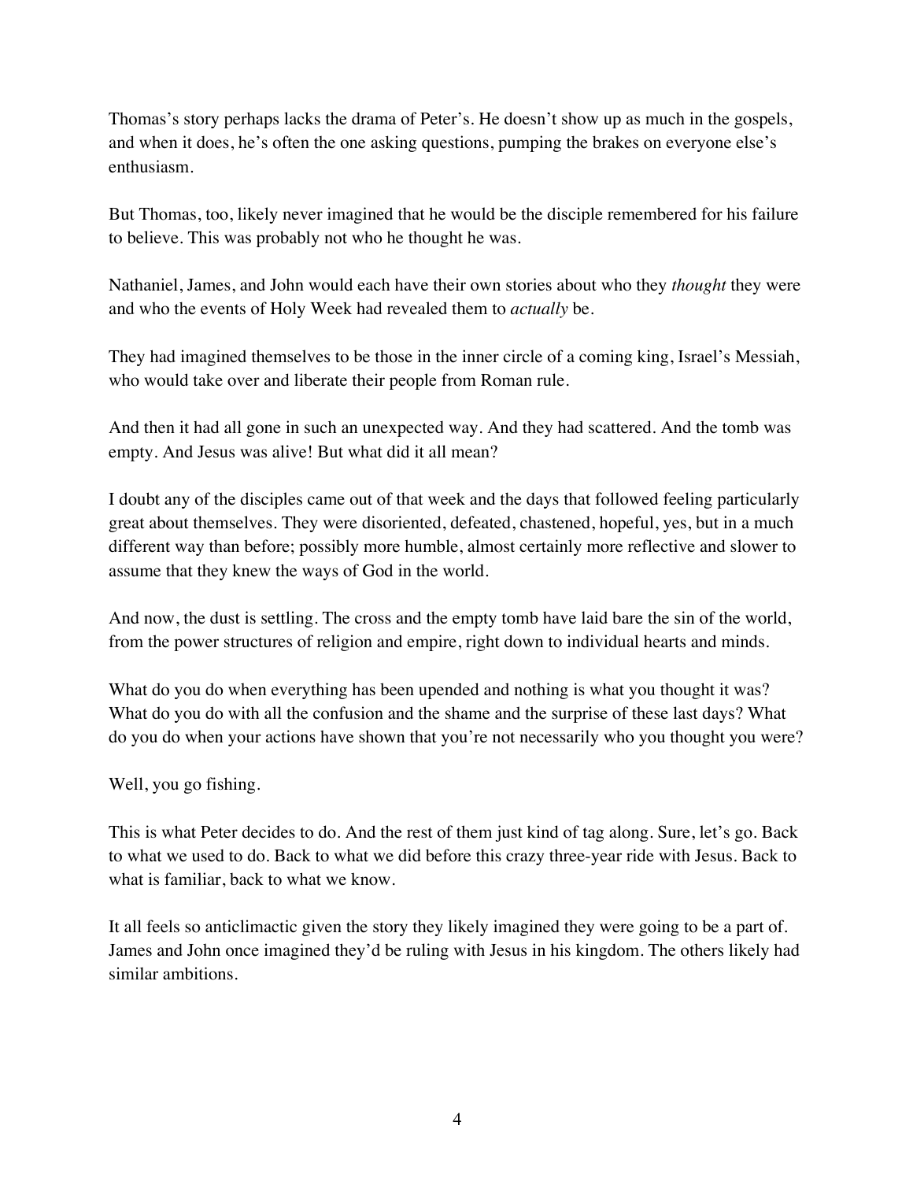Thomas's story perhaps lacks the drama of Peter's. He doesn't show up as much in the gospels, and when it does, he's often the one asking questions, pumping the brakes on everyone else's enthusiasm.

But Thomas, too, likely never imagined that he would be the disciple remembered for his failure to believe. This was probably not who he thought he was.

Nathaniel, James, and John would each have their own stories about who they *thought* they were and who the events of Holy Week had revealed them to *actually* be.

They had imagined themselves to be those in the inner circle of a coming king, Israel's Messiah, who would take over and liberate their people from Roman rule.

And then it had all gone in such an unexpected way. And they had scattered. And the tomb was empty. And Jesus was alive! But what did it all mean?

I doubt any of the disciples came out of that week and the days that followed feeling particularly great about themselves. They were disoriented, defeated, chastened, hopeful, yes, but in a much different way than before; possibly more humble, almost certainly more reflective and slower to assume that they knew the ways of God in the world.

And now, the dust is settling. The cross and the empty tomb have laid bare the sin of the world, from the power structures of religion and empire, right down to individual hearts and minds.

What do you do when everything has been upended and nothing is what you thought it was? What do you do with all the confusion and the shame and the surprise of these last days? What do you do when your actions have shown that you're not necessarily who you thought you were?

Well, you go fishing.

This is what Peter decides to do. And the rest of them just kind of tag along. Sure, let's go. Back to what we used to do. Back to what we did before this crazy three-year ride with Jesus. Back to what is familiar, back to what we know.

It all feels so anticlimactic given the story they likely imagined they were going to be a part of. James and John once imagined they'd be ruling with Jesus in his kingdom. The others likely had similar ambitions.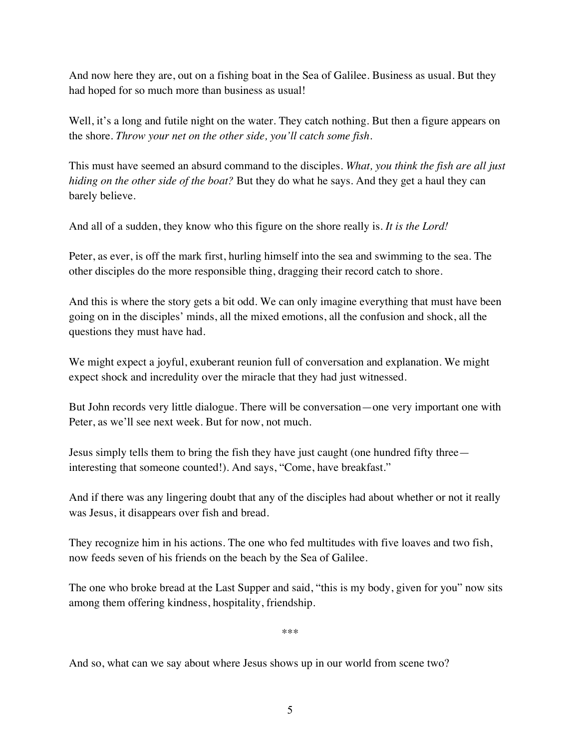And now here they are, out on a fishing boat in the Sea of Galilee. Business as usual. But they had hoped for so much more than business as usual!

Well, it's a long and futile night on the water. They catch nothing. But then a figure appears on the shore. *Throw your net on the other side, you'll catch some fish.*

This must have seemed an absurd command to the disciples. *What, you think the fish are all just hiding on the other side of the boat?* But they do what he says. And they get a haul they can barely believe.

And all of a sudden, they know who this figure on the shore really is. *It is the Lord!*

Peter, as ever, is off the mark first, hurling himself into the sea and swimming to the sea. The other disciples do the more responsible thing, dragging their record catch to shore.

And this is where the story gets a bit odd. We can only imagine everything that must have been going on in the disciples' minds, all the mixed emotions, all the confusion and shock, all the questions they must have had.

We might expect a joyful, exuberant reunion full of conversation and explanation. We might expect shock and incredulity over the miracle that they had just witnessed.

But John records very little dialogue. There will be conversation—one very important one with Peter, as we'll see next week. But for now, not much.

Jesus simply tells them to bring the fish they have just caught (one hundred fifty three—interesting that someone counted!). And says, "Come, have breakfast."

And if there was any lingering doubt that any of the disciples had about whether or not it really was Jesus, it disappears over fish and bread.

They recognize him in his actions. The one who fed multitudes with five loaves and two fish, now feeds seven of his friends on the beach by the Sea of Galilee.

The one who broke bread at the Last Supper and said, "this is my body, given for you" now sits among them offering kindness, hospitality, friendship.

***

And so, what can we say about where Jesus shows up in our world from scene two?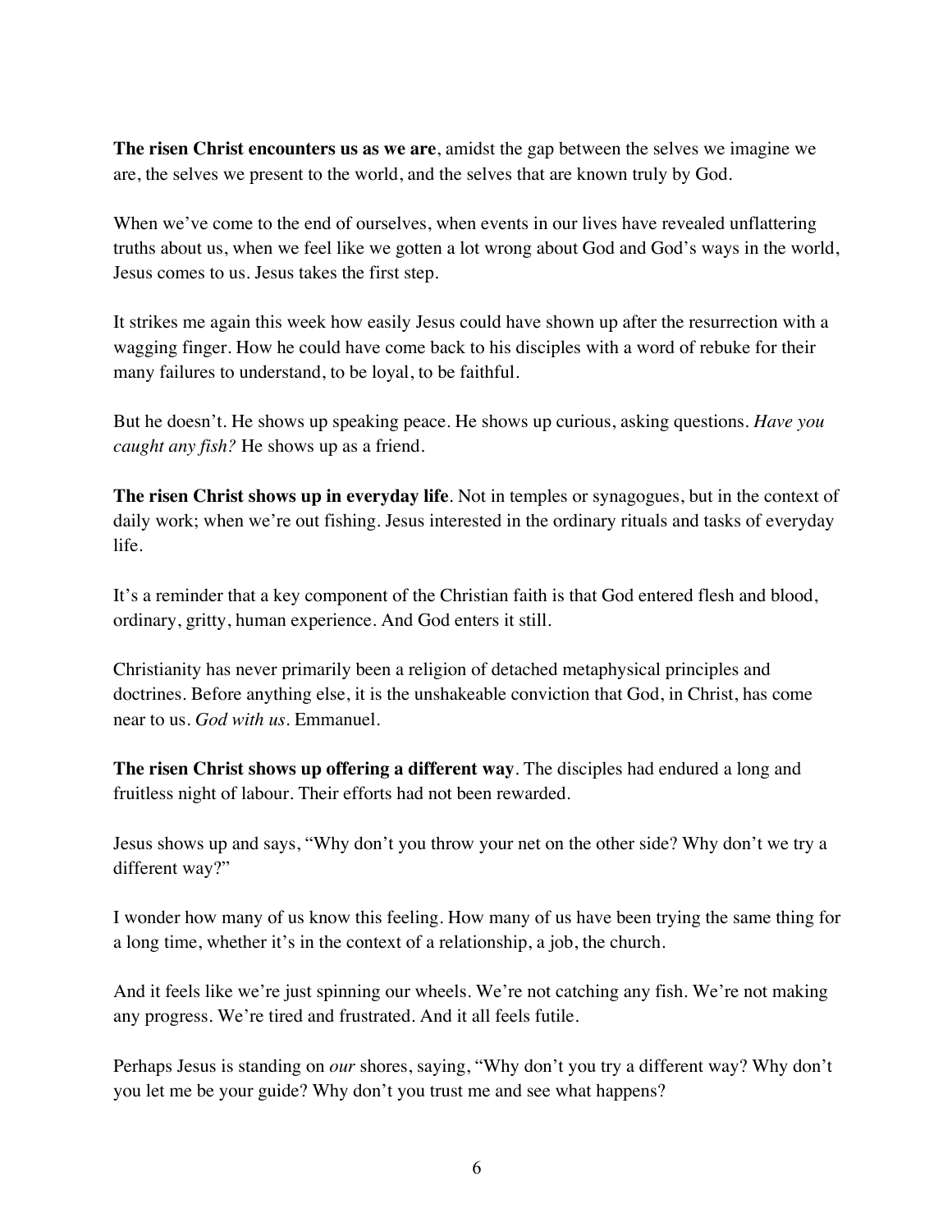**The risen Christ encounters us as we are**, amidst the gap between the selves we imagine we are, the selves we present to the world, and the selves that are known truly by God.

When we've come to the end of ourselves, when events in our lives have revealed unflattering truths about us, when we feel like we gotten a lot wrong about God and God's ways in the world, Jesus comes to us. Jesus takes the first step.

It strikes me again this week how easily Jesus could have shown up after the resurrection with a wagging finger. How he could have come back to his disciples with a word of rebuke for their many failures to understand, to be loyal, to be faithful.

But he doesn't. He shows up speaking peace. He shows up curious, asking questions. *Have you caught any fish?* He shows up as a friend.

**The risen Christ shows up in everyday life**. Not in temples or synagogues, but in the context of daily work; when we're out fishing. Jesus interested in the ordinary rituals and tasks of everyday life.

It's a reminder that a key component of the Christian faith is that God entered flesh and blood, ordinary, gritty, human experience. And God enters it still.

Christianity has never primarily been a religion of detached metaphysical principles and doctrines. Before anything else, it is the unshakeable conviction that God, in Christ, has come near to us. *God with us*. Emmanuel.

**The risen Christ shows up offering a different way**. The disciples had endured a long and fruitless night of labour. Their efforts had not been rewarded.

Jesus shows up and says, "Why don't you throw your net on the other side? Why don't we try a different way?"

I wonder how many of us know this feeling. How many of us have been trying the same thing for a long time, whether it's in the context of a relationship, a job, the church.

And it feels like we're just spinning our wheels. We're not catching any fish. We're not making any progress. We're tired and frustrated. And it all feels futile.

Perhaps Jesus is standing on *our* shores, saying, "Why don't you try a different way? Why don't you let me be your guide? Why don't you trust me and see what happens?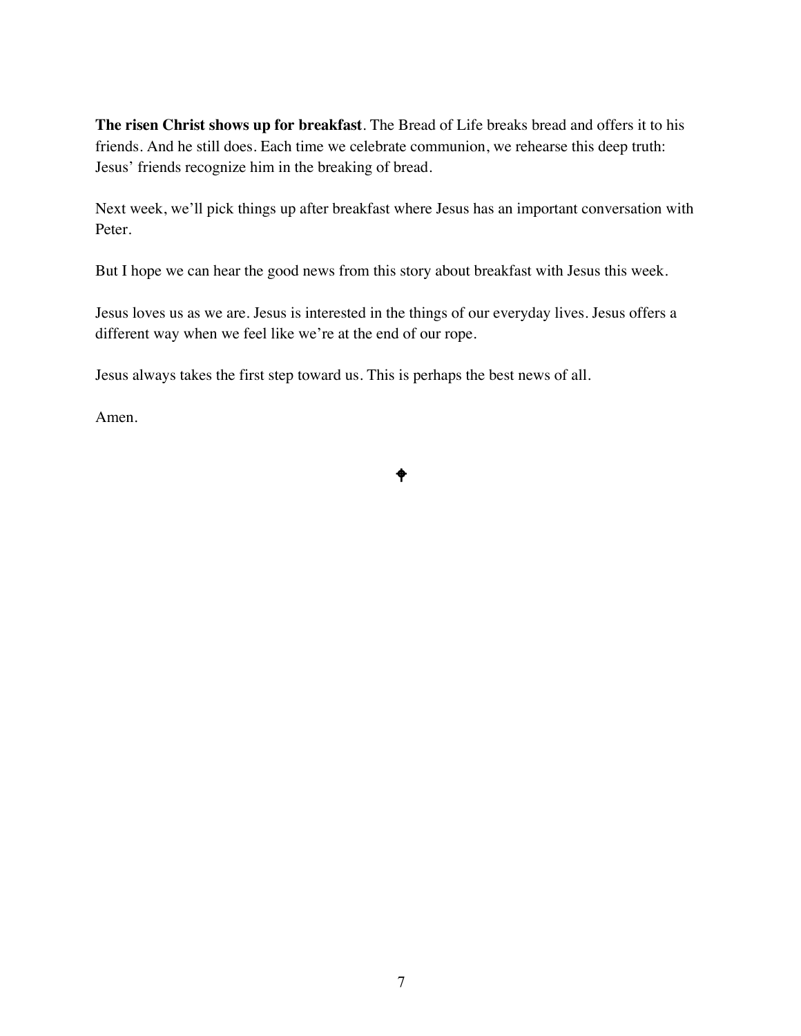**The risen Christ shows up for breakfast**. The Bread of Life breaks bread and offers it to his friends. And he still does. Each time we celebrate communion, we rehearse this deep truth: Jesus' friends recognize him in the breaking of bread.

Next week, we'll pick things up after breakfast where Jesus has an important conversation with Peter.

But I hope we can hear the good news from this story about breakfast with Jesus this week.

Jesus loves us as we are. Jesus is interested in the things of our everyday lives. Jesus offers a different way when we feel like we're at the end of our rope.

Jesus always takes the first step toward us. This is perhaps the best news of all.

Amen.

✥